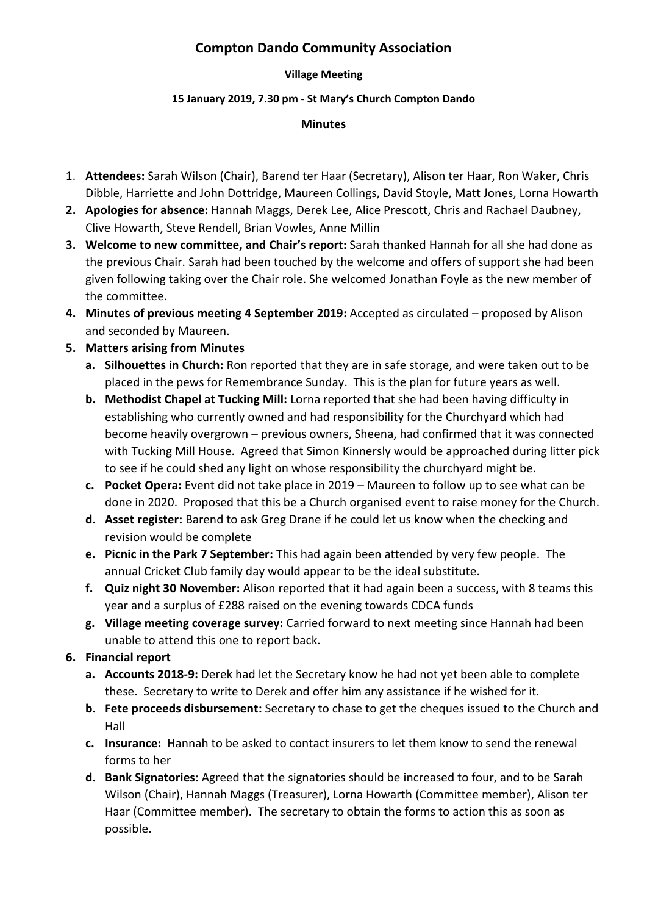# Compton Dando Community Association

**Village Meeting**

**15 January 2019, 7.30 pm - St Mary's Church Compton Dando**

**Minutes**

1. **Attendees:** Sarah Wilson (Chair), Barend ter Haar (Secretary), Alison ter Haar, Ron Waker, Chris Dibble, Harriette and John Dottridge, Maureen Collings, David Stoyle, Matt Jones, Lorna Howarth
2. **Apologies for absence:** Hannah Maggs, Derek Lee, Alice Prescott, Chris and Rachael Daubney, Clive Howarth, Steve Rendell, Brian Vowles, Anne Millin
3. **Welcome to new committee, and Chair's report:** Sarah thanked Hannah for all she had done as the previous Chair. Sarah had been touched by the welcome and offers of support she had been given following taking over the Chair role. She welcomed Jonathan Foyle as the new member of the committee.
4. **Minutes of previous meeting 4 September 2019:** Accepted as circulated – proposed by Alison and seconded by Maureen.
5. **Matters arising from Minutes**
   a. **Silhouettes in Church:** Ron reported that they are in safe storage, and were taken out to be placed in the pews for Remembrance Sunday. This is the plan for future years as well.
   b. **Methodist Chapel at Tucking Mill:** Lorna reported that she had been having difficulty in establishing who currently owned and had responsibility for the Churchyard which had become heavily overgrown – previous owners, Sheena, had confirmed that it was connected with Tucking Mill House. Agreed that Simon Kinnersly would be approached during litter pick to see if he could shed any light on whose responsibility the churchyard might be.
   c. **Pocket Opera:** Event did not take place in 2019 – Maureen to follow up to see what can be done in 2020. Proposed that this be a Church organised event to raise money for the Church.
   d. **Asset register:** Barend to ask Greg Drane if he could let us know when the checking and revision would be complete
   e. **Picnic in the Park 7 September:** This had again been attended by very few people. The annual Cricket Club family day would appear to be the ideal substitute.
   f. **Quiz night 30 November:** Alison reported that it had again been a success, with 8 teams this year and a surplus of £288 raised on the evening towards CDCA funds
   g. **Village meeting coverage survey:** Carried forward to next meeting since Hannah had been unable to attend this one to report back.
6. **Financial report**
   a. **Accounts 2018-9:** Derek had let the Secretary know he had not yet been able to complete these. Secretary to write to Derek and offer him any assistance if he wished for it.
   b. **Fete proceeds disbursement:** Secretary to chase to get the cheques issued to the Church and Hall
   c. **Insurance:** Hannah to be asked to contact insurers to let them know to send the renewal forms to her
   d. **Bank Signatories:** Agreed that the signatories should be increased to four, and to be Sarah Wilson (Chair), Hannah Maggs (Treasurer), Lorna Howarth (Committee member), Alison ter Haar (Committee member). The secretary to obtain the forms to action this as soon as possible.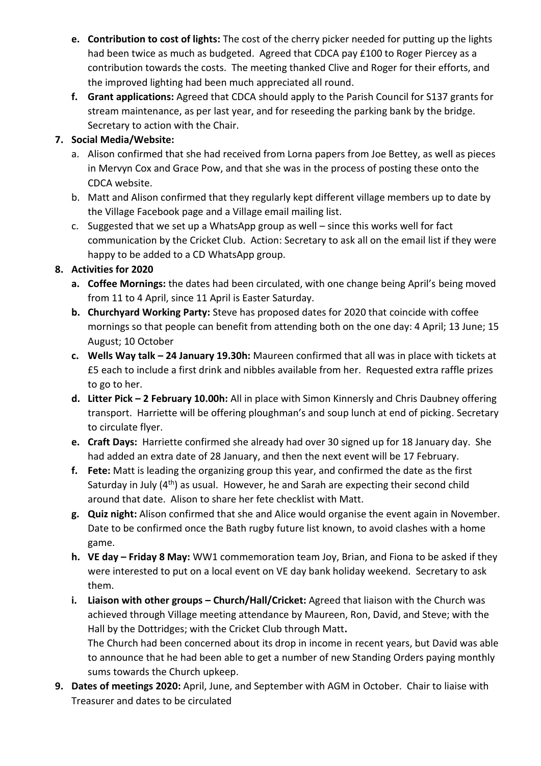- e. **Contribution to cost of lights:** The cost of the cherry picker needed for putting up the lights had been twice as much as budgeted. Agreed that CDCA pay £100 to Roger Piercey as a contribution towards the costs. The meeting thanked Clive and Roger for their efforts, and the improved lighting had been much appreciated all round.
- f. **Grant applications:** Agreed that CDCA should apply to the Parish Council for S137 grants for stream maintenance, as per last year, and for reseeding the parking bank by the bridge. Secretary to action with the Chair.

7. **Social Media/Website:**
   - a. Alison confirmed that she had received from Lorna papers from Joe Bettey, as well as pieces in Mervyn Cox and Grace Pow, and that she was in the process of posting these onto the CDCA website.
   - b. Matt and Alison confirmed that they regularly kept different village members up to date by the Village Facebook page and a Village email mailing list.
   - c. Suggested that we set up a WhatsApp group as well – since this works well for fact communication by the Cricket Club. Action: Secretary to ask all on the email list if they were happy to be added to a CD WhatsApp group.

8. **Activities for 2020**
   - a. **Coffee Mornings:** the dates had been circulated, with one change being April's being moved from 11 to 4 April, since 11 April is Easter Saturday.
   - b. **Churchyard Working Party:** Steve has proposed dates for 2020 that coincide with coffee mornings so that people can benefit from attending both on the one day: 4 April; 13 June; 15 August; 10 October
   - c. **Wells Way talk – 24 January 19.30h:** Maureen confirmed that all was in place with tickets at £5 each to include a first drink and nibbles available from her. Requested extra raffle prizes to go to her.
   - d. **Litter Pick – 2 February 10.00h:** All in place with Simon Kinnersly and Chris Daubney offering transport. Harriette will be offering ploughman's and soup lunch at end of picking. Secretary to circulate flyer.
   - e. **Craft Days:** Harriette confirmed she already had over 30 signed up for 18 January day. She had added an extra date of 28 January, and then the next event will be 17 February.
   - f. **Fete:** Matt is leading the organizing group this year, and confirmed the date as the first Saturday in July (4th) as usual. However, he and Sarah are expecting their second child around that date. Alison to share her fete checklist with Matt.
   - g. **Quiz night:** Alison confirmed that she and Alice would organise the event again in November. Date to be confirmed once the Bath rugby future list known, to avoid clashes with a home game.
   - h. **VE day – Friday 8 May:** WW1 commemoration team Joy, Brian, and Fiona to be asked if they were interested to put on a local event on VE day bank holiday weekend. Secretary to ask them.
   - i. **Liaison with other groups – Church/Hall/Cricket:** Agreed that liaison with the Church was achieved through Village meeting attendance by Maureen, Ron, David, and Steve; with the Hall by the Dottridges; with the Cricket Club through Matt**.**
     
     The Church had been concerned about its drop in income in recent years, but David was able to announce that he had been able to get a number of new Standing Orders paying monthly sums towards the Church upkeep.

9. **Dates of meetings 2020:** April, June, and September with AGM in October. Chair to liaise with Treasurer and dates to be circulated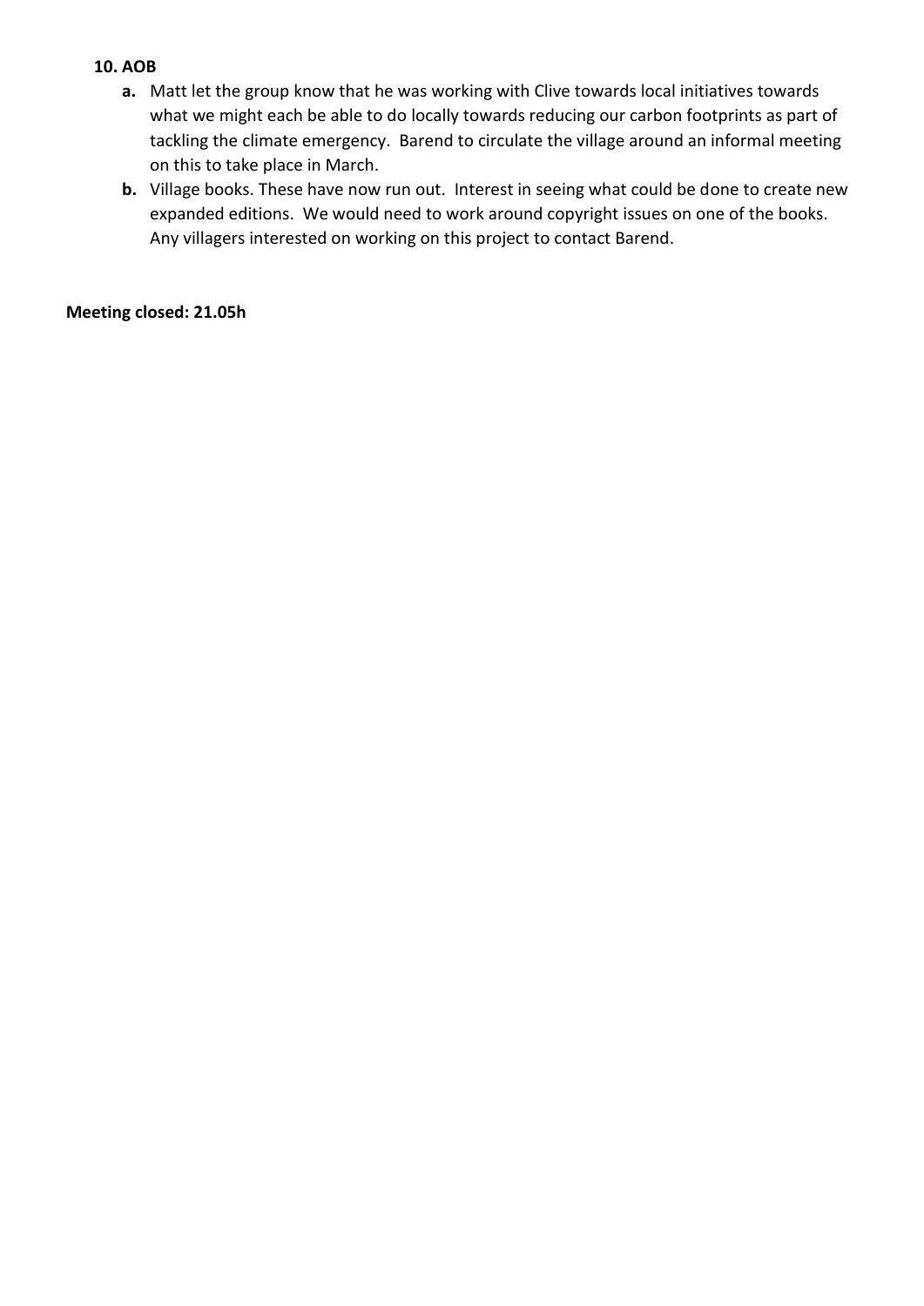**10. AOB**

- **a.** Matt let the group know that he was working with Clive towards local initiatives towards what we might each be able to do locally towards reducing our carbon footprints as part of tackling the climate emergency. Barend to circulate the village around an informal meeting on this to take place in March.
- **b.** Village books. These have now run out. Interest in seeing what could be done to create new expanded editions. We would need to work around copyright issues on one of the books. Any villagers interested on working on this project to contact Barend.

**Meeting closed: 21.05h**